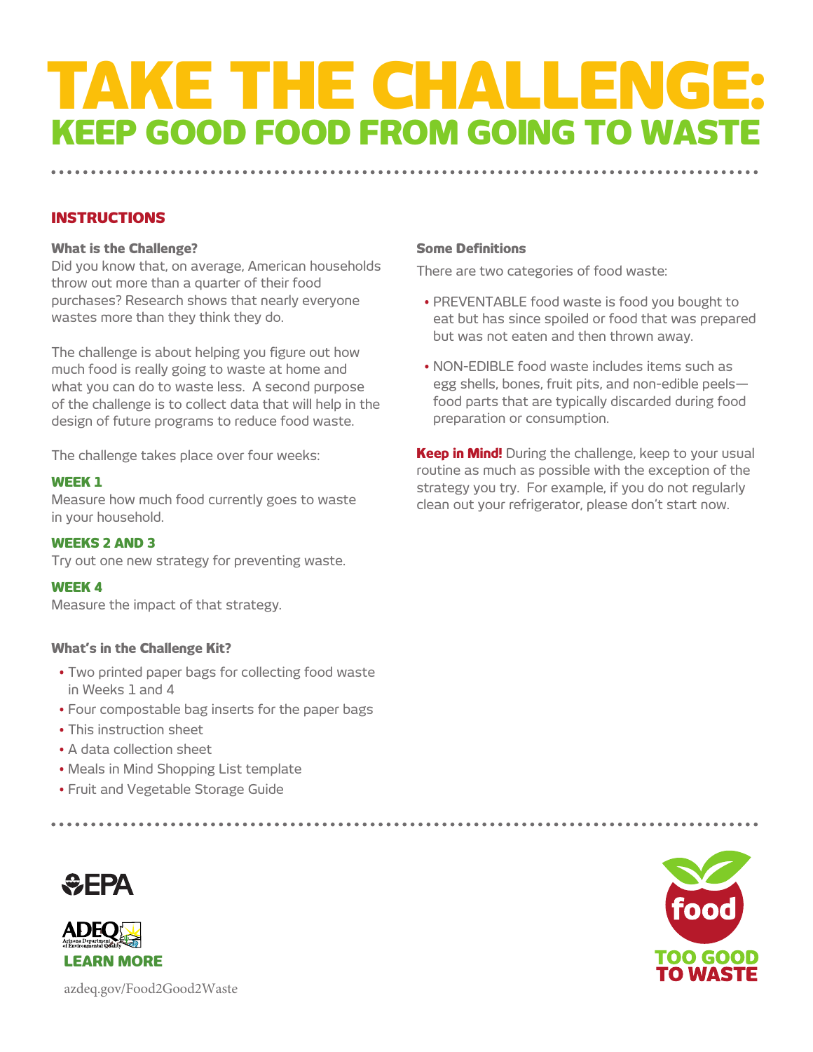# TAKE THE CHALLENGE:

## KEEP GOOD FOOD FROM GOING TO WASTE

### INSTRUCTIONS

**What is the Challenge?**

Did you know that, on average, American households throw out more than a quarter of their food purchases? Research shows that nearly everyone wastes more than they think they do.

The challenge is about helping you figure out how much food is really going to waste at home and what you can do to waste less. A second purpose of the challenge is to collect data that will help in the design of future programs to reduce food waste.

The challenge takes place over four weeks:

**WEEK 1**

Measure how much food currently goes to waste in your household.

**WEEKS 2 AND 3**

Try out one new strategy for preventing waste.

**WEEK 4**

Measure the impact of that strategy.

**What's in the Challenge Kit?**

- Two printed paper bags for collecting food waste in Weeks 1 and 4
- Four compostable bag inserts for the paper bags
- This instruction sheet
- A data collection sheet
- Meals in Mind Shopping List template
- Fruit and Vegetable Storage Guide

**Some Definitions**

There are two categories of food waste:

- PREVENTABLE food waste is food you bought to eat but has since spoiled or food that was prepared but was not eaten and then thrown away.
- NON-EDIBLE food waste includes items such as egg shells, bones, fruit pits, and non-edible peels—food parts that are typically discarded during food preparation or consumption.

**Keep in Mind!** During the challenge, keep to your usual routine as much as possible with the exception of the strategy you try. For example, if you do not regularly clean out your refrigerator, please don't start now.

EPA

ADEQ Arizona Department of Environmental Quality

**LEARN MORE**

azdeq.gov/Food2Good2Waste

food TOO GOOD TO WASTE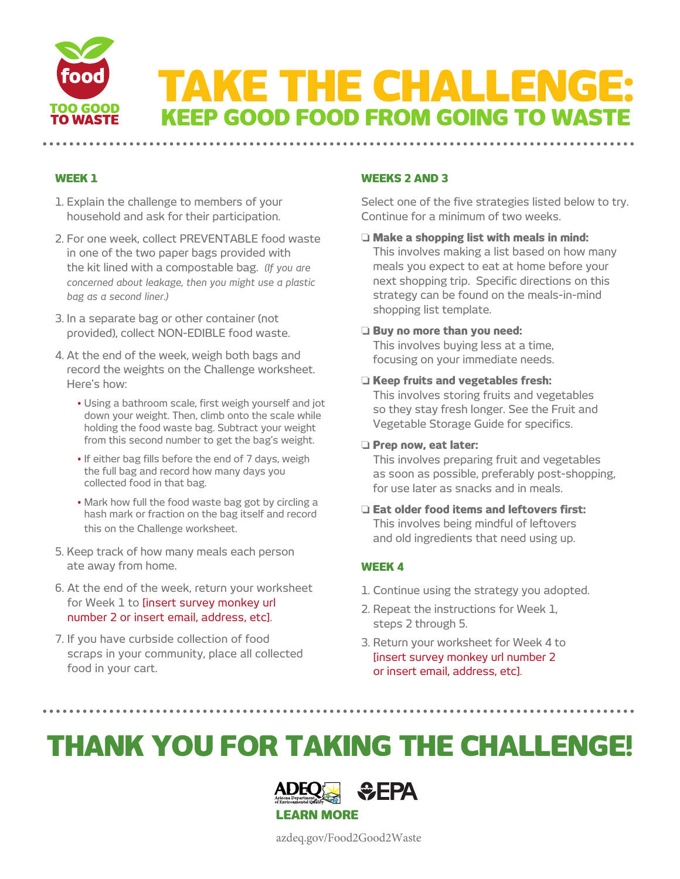food

TOO GOOD TO WASTE

# TAKE THE CHALLENGE:

## KEEP GOOD FOOD FROM GOING TO WASTE

### WEEK 1

1. Explain the challenge to members of your household and ask for their participation.
2. For one week, collect PREVENTABLE food waste in one of the two paper bags provided with the kit lined with a compostable bag. *(If you are concerned about leakage, then you might use a plastic bag as a second liner.)*
3. In a separate bag or other container (not provided), collect NON-EDIBLE food waste.
4. At the end of the week, weigh both bags and record the weights on the Challenge worksheet. Here's how:
   - Using a bathroom scale, first weigh yourself and jot down your weight. Then, climb onto the scale while holding the food waste bag. Subtract your weight from this second number to get the bag's weight.
   - If either bag fills before the end of 7 days, weigh the full bag and record how many days you collected food in that bag.
   - Mark how full the food waste bag got by circling a hash mark or fraction on the bag itself and record this on the Challenge worksheet.
5. Keep track of how many meals each person ate away from home.
6. At the end of the week, return your worksheet for Week 1 to [insert survey monkey url number 2 or insert email, address, etc].
7. If you have curbside collection of food scraps in your community, place all collected food in your cart.

### WEEKS 2 AND 3

Select one of the five strategies listed below to try. Continue for a minimum of two weeks.

- ❑ **Make a shopping list with meals in mind:** This involves making a list based on how many meals you expect to eat at home before your next shopping trip. Specific directions on this strategy can be found on the meals-in-mind shopping list template.
- ❑ **Buy no more than you need:** This involves buying less at a time, focusing on your immediate needs.
- ❑ **Keep fruits and vegetables fresh:** This involves storing fruits and vegetables so they stay fresh longer. See the Fruit and Vegetable Storage Guide for specifics.
- ❑ **Prep now, eat later:** This involves preparing fruit and vegetables as soon as possible, preferably post-shopping, for use later as snacks and in meals.
- ❑ **Eat older food items and leftovers first:** This involves being mindful of leftovers and old ingredients that need using up.

### WEEK 4

1. Continue using the strategy you adopted.
2. Repeat the instructions for Week 1, steps 2 through 5.
3. Return your worksheet for Week 4 to [insert survey monkey url number 2 or insert email, address, etc].

# THANK YOU FOR TAKING THE CHALLENGE!

ADEQ Arizona Department of Environmental Quality   EPA

**LEARN MORE**

azdeq.gov/Food2Good2Waste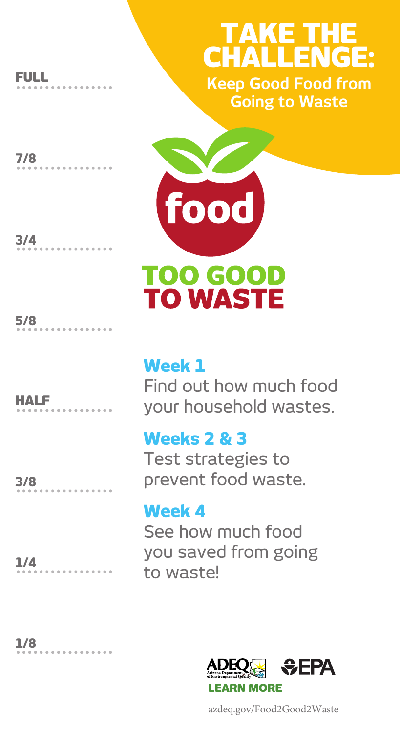FULL

7/8

3/4

5/8

HALF

3/8

1/4

1/8

# TAKE THE CHALLENGE:

**Keep Good Food from Going to Waste**

food

**TOO GOOD TO WASTE**

### Week 1

Find out how much food your household wastes.

### Weeks 2 & 3

Test strategies to prevent food waste.

### Week 4

See how much food you saved from going to waste!

ADEQ Arizona Department of Environmental Quality

EPA

**LEARN MORE**

azdeq.gov/Food2Good2Waste